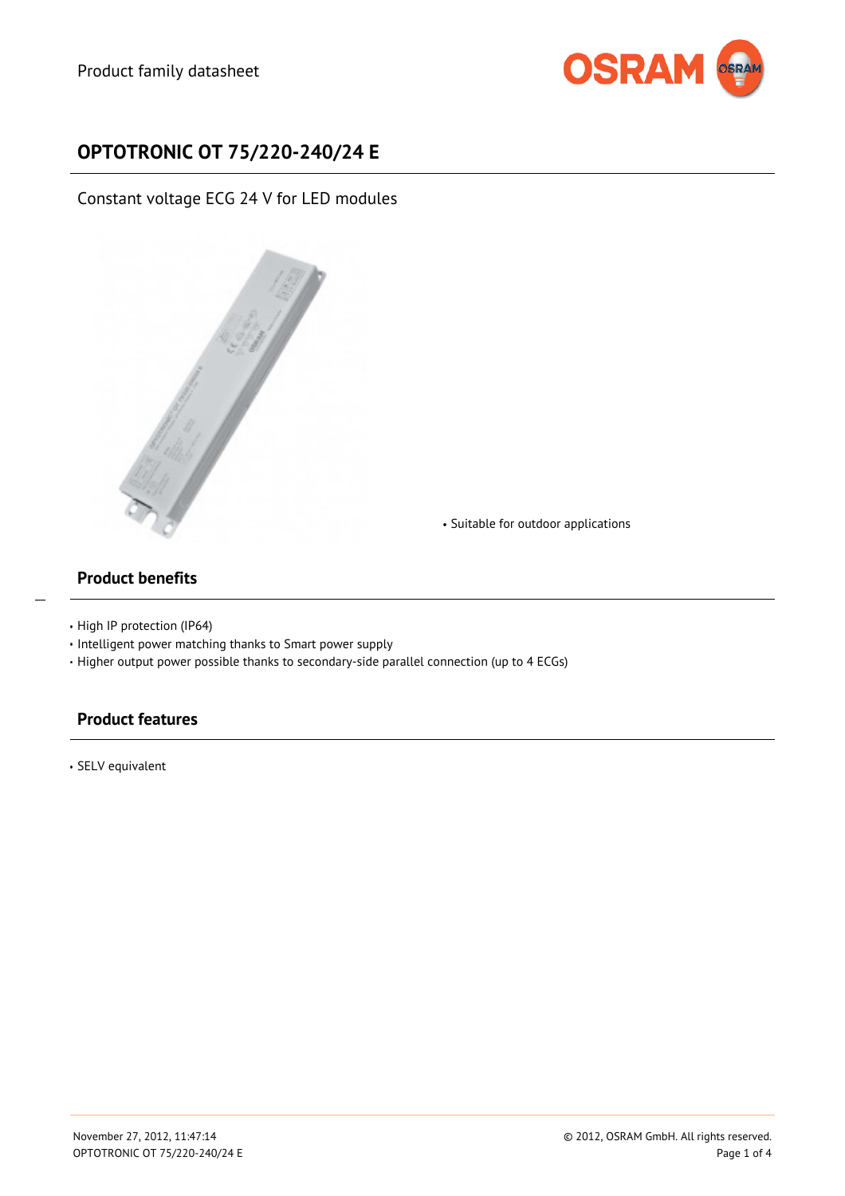Product family datasheet

# OPTOTRONIC OT 75/220-240/24 E

Constant voltage ECG 24 V for LED modules

- Suitable for outdoor applications

## Product benefits

- High IP protection (IP64)
- Intelligent power matching thanks to Smart power supply
- Higher output power possible thanks to secondary-side parallel connection (up to 4 ECGs)

## Product features

- SELV equivalent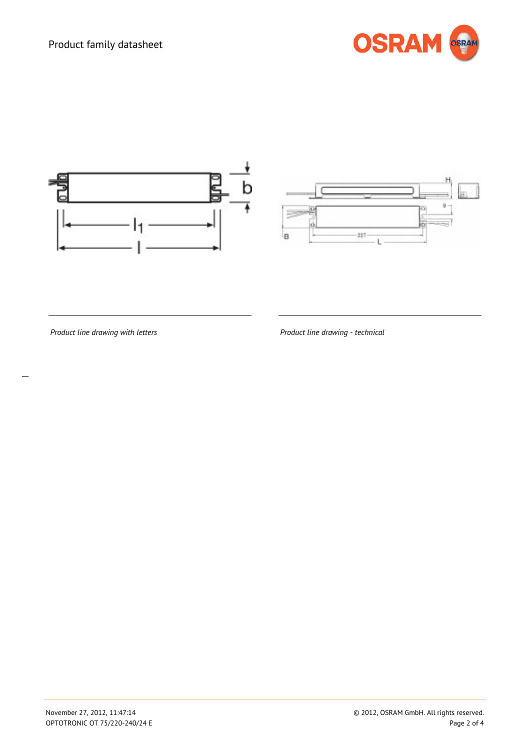*Product line drawing with letters*

*Product line drawing - technical*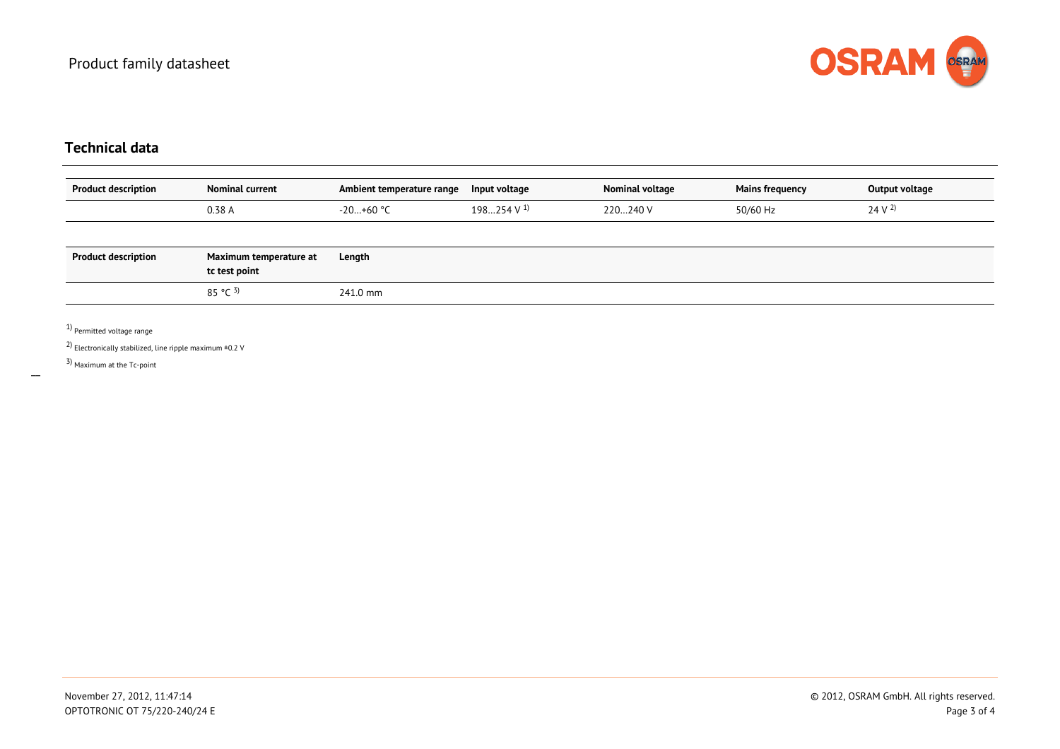## Technical data

| Product description | Nominal current | Ambient temperature range | Input voltage | Nominal voltage | Mains frequency | Output voltage |
|---|---|---|---|---|---|---|
| | 0.38 A | -20…+60 °C | 198…254 V [1] | 220…240 V | 50/60 Hz | 24 V [2] |

| Product description | Maximum temperature at tc test point | Length |
|---|---|---|
| | 85 °C [3] | 241.0 mm |

[1] Permitted voltage range

[2] Electronically stabilized, line ripple maximum ±0.2 V

[3] Maximum at the Tc-point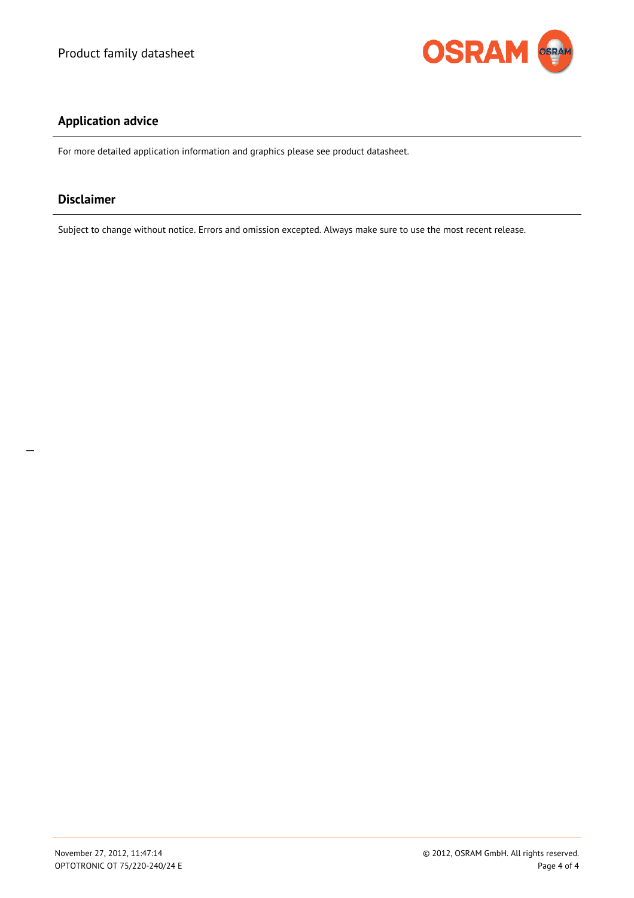## Application advice

For more detailed application information and graphics please see product datasheet.

## Disclaimer

Subject to change without notice. Errors and omission excepted. Always make sure to use the most recent release.